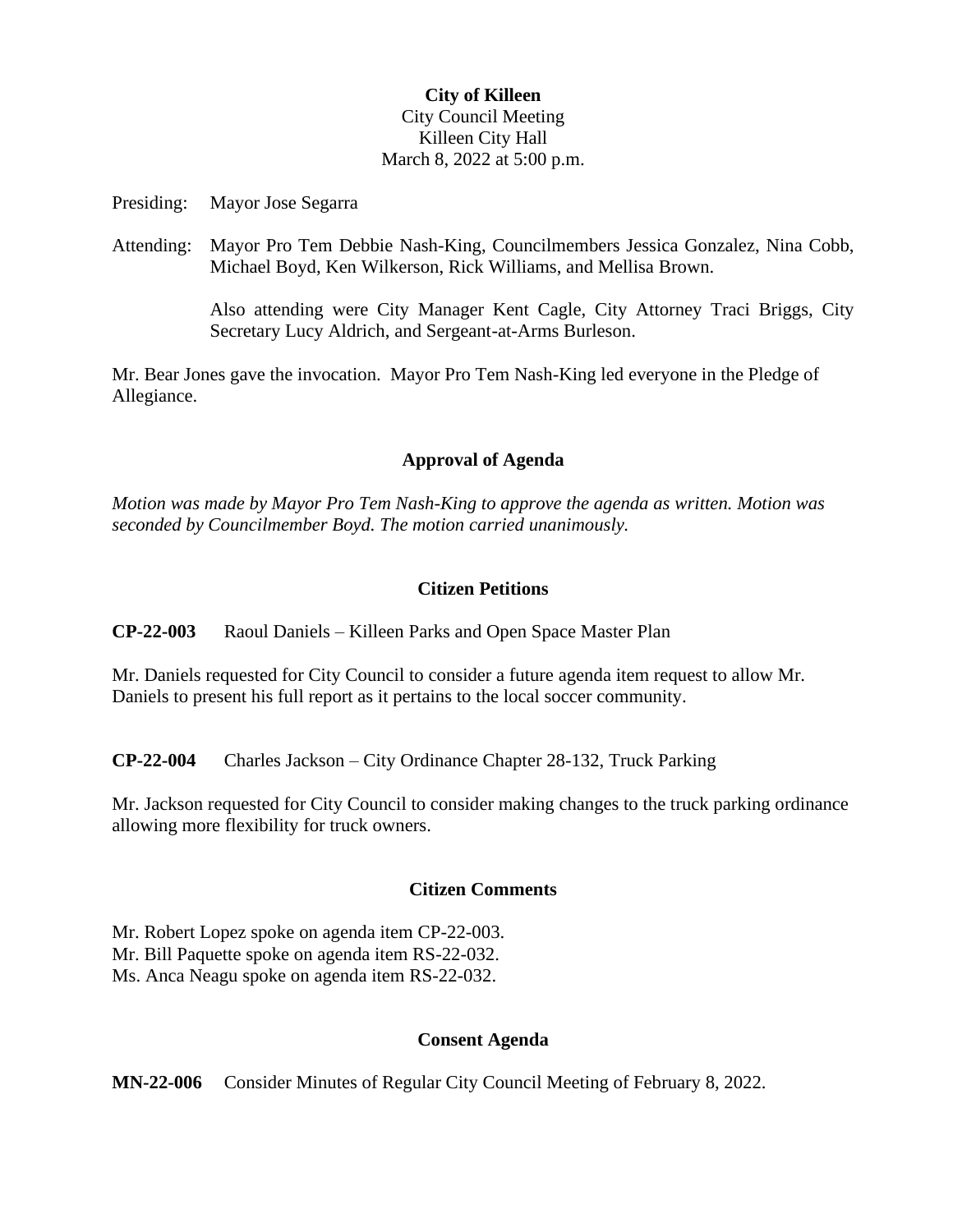**City of Killeen**
City Council Meeting
Killeen City Hall
March 8, 2022 at 5:00 p.m.

Presiding: Mayor Jose Segarra

Attending: Mayor Pro Tem Debbie Nash-King, Councilmembers Jessica Gonzalez, Nina Cobb, Michael Boyd, Ken Wilkerson, Rick Williams, and Mellisa Brown.

Also attending were City Manager Kent Cagle, City Attorney Traci Briggs, City Secretary Lucy Aldrich, and Sergeant-at-Arms Burleson.

Mr. Bear Jones gave the invocation. Mayor Pro Tem Nash-King led everyone in the Pledge of Allegiance.

## Approval of Agenda

*Motion was made by Mayor Pro Tem Nash-King to approve the agenda as written. Motion was seconded by Councilmember Boyd. The motion carried unanimously.*

## Citizen Petitions

**CP-22-003** Raoul Daniels – Killeen Parks and Open Space Master Plan

Mr. Daniels requested for City Council to consider a future agenda item request to allow Mr. Daniels to present his full report as it pertains to the local soccer community.

**CP-22-004** Charles Jackson – City Ordinance Chapter 28-132, Truck Parking

Mr. Jackson requested for City Council to consider making changes to the truck parking ordinance allowing more flexibility for truck owners.

## Citizen Comments

Mr. Robert Lopez spoke on agenda item CP-22-003.
Mr. Bill Paquette spoke on agenda item RS-22-032.
Ms. Anca Neagu spoke on agenda item RS-22-032.

## Consent Agenda

**MN-22-006** Consider Minutes of Regular City Council Meeting of February 8, 2022.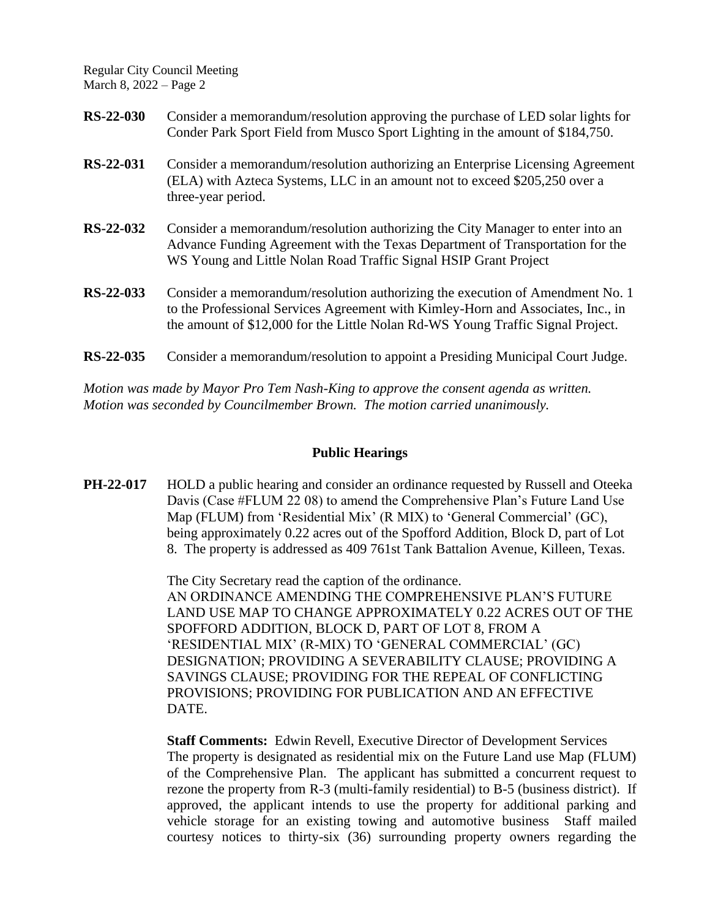**RS-22-030** Consider a memorandum/resolution approving the purchase of LED solar lights for Conder Park Sport Field from Musco Sport Lighting in the amount of $184,750.

**RS-22-031** Consider a memorandum/resolution authorizing an Enterprise Licensing Agreement (ELA) with Azteca Systems, LLC in an amount not to exceed $205,250 over a three-year period.

**RS-22-032** Consider a memorandum/resolution authorizing the City Manager to enter into an Advance Funding Agreement with the Texas Department of Transportation for the WS Young and Little Nolan Road Traffic Signal HSIP Grant Project

**RS-22-033** Consider a memorandum/resolution authorizing the execution of Amendment No. 1 to the Professional Services Agreement with Kimley-Horn and Associates, Inc., in the amount of $12,000 for the Little Nolan Rd-WS Young Traffic Signal Project.

**RS-22-035** Consider a memorandum/resolution to appoint a Presiding Municipal Court Judge.

*Motion was made by Mayor Pro Tem Nash-King to approve the consent agenda as written. Motion was seconded by Councilmember Brown. The motion carried unanimously.*

## Public Hearings

**PH-22-017** HOLD a public hearing and consider an ordinance requested by Russell and Oteeka Davis (Case #FLUM 22 08) to amend the Comprehensive Plan's Future Land Use Map (FLUM) from 'Residential Mix' (R MIX) to 'General Commercial' (GC), being approximately 0.22 acres out of the Spofford Addition, Block D, part of Lot 8. The property is addressed as 409 761st Tank Battalion Avenue, Killeen, Texas.

The City Secretary read the caption of the ordinance.
AN ORDINANCE AMENDING THE COMPREHENSIVE PLAN'S FUTURE LAND USE MAP TO CHANGE APPROXIMATELY 0.22 ACRES OUT OF THE SPOFFORD ADDITION, BLOCK D, PART OF LOT 8, FROM A 'RESIDENTIAL MIX' (R-MIX) TO 'GENERAL COMMERCIAL' (GC) DESIGNATION; PROVIDING A SEVERABILITY CLAUSE; PROVIDING A SAVINGS CLAUSE; PROVIDING FOR THE REPEAL OF CONFLICTING PROVISIONS; PROVIDING FOR PUBLICATION AND AN EFFECTIVE DATE.

**Staff Comments:** Edwin Revell, Executive Director of Development Services
The property is designated as residential mix on the Future Land use Map (FLUM) of the Comprehensive Plan. The applicant has submitted a concurrent request to rezone the property from R-3 (multi-family residential) to B-5 (business district). If approved, the applicant intends to use the property for additional parking and vehicle storage for an existing towing and automotive business Staff mailed courtesy notices to thirty-six (36) surrounding property owners regarding the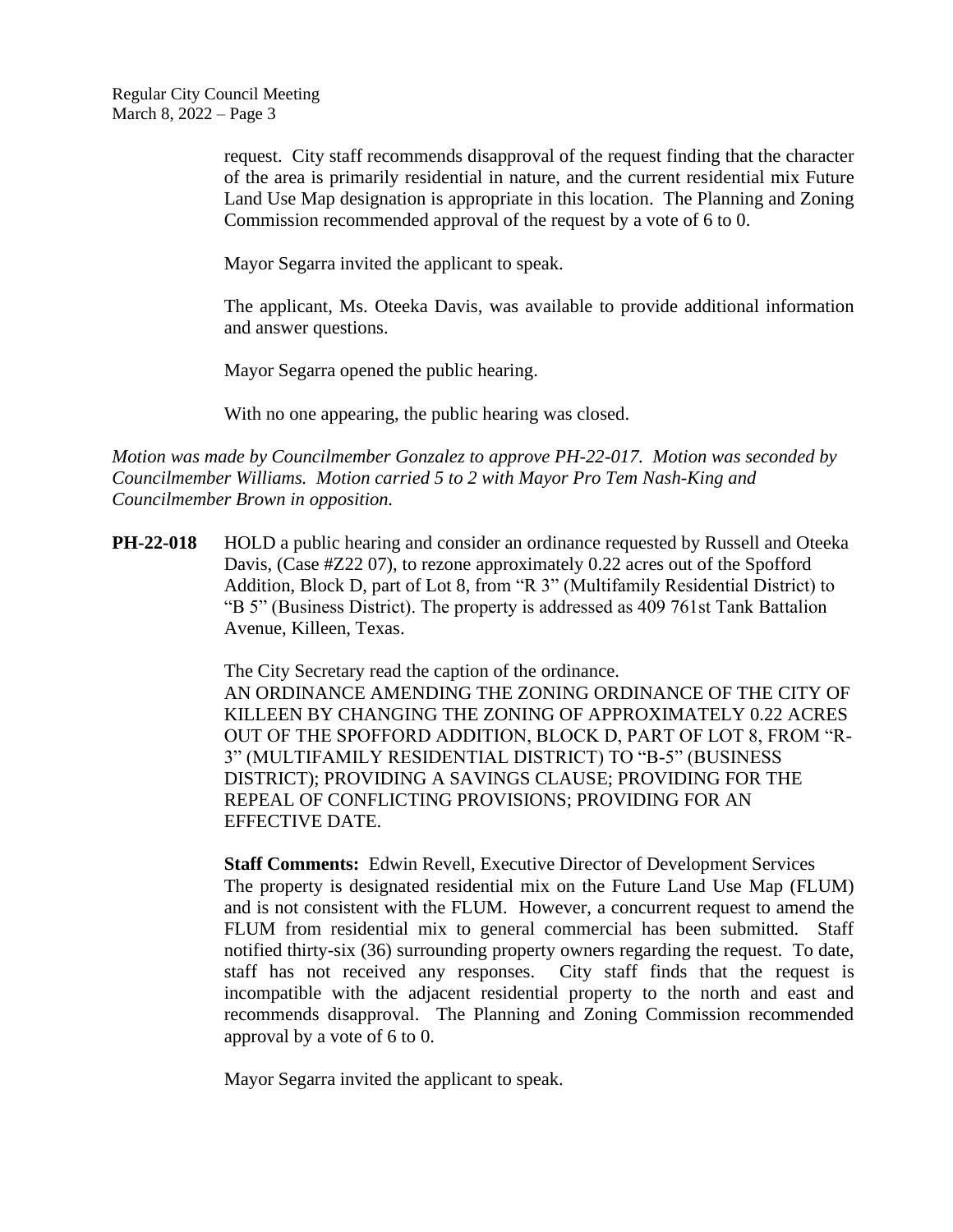request. City staff recommends disapproval of the request finding that the character of the area is primarily residential in nature, and the current residential mix Future Land Use Map designation is appropriate in this location. The Planning and Zoning Commission recommended approval of the request by a vote of 6 to 0.

Mayor Segarra invited the applicant to speak.

The applicant, Ms. Oteeka Davis, was available to provide additional information and answer questions.

Mayor Segarra opened the public hearing.

With no one appearing, the public hearing was closed.

*Motion was made by Councilmember Gonzalez to approve PH-22-017. Motion was seconded by Councilmember Williams. Motion carried 5 to 2 with Mayor Pro Tem Nash-King and Councilmember Brown in opposition.*

**PH-22-018** HOLD a public hearing and consider an ordinance requested by Russell and Oteeka Davis, (Case #Z22 07), to rezone approximately 0.22 acres out of the Spofford Addition, Block D, part of Lot 8, from "R 3" (Multifamily Residential District) to "B 5" (Business District). The property is addressed as 409 761st Tank Battalion Avenue, Killeen, Texas.

The City Secretary read the caption of the ordinance.
AN ORDINANCE AMENDING THE ZONING ORDINANCE OF THE CITY OF KILLEEN BY CHANGING THE ZONING OF APPROXIMATELY 0.22 ACRES OUT OF THE SPOFFORD ADDITION, BLOCK D, PART OF LOT 8, FROM "R-3" (MULTIFAMILY RESIDENTIAL DISTRICT) TO "B-5" (BUSINESS DISTRICT); PROVIDING A SAVINGS CLAUSE; PROVIDING FOR THE REPEAL OF CONFLICTING PROVISIONS; PROVIDING FOR AN EFFECTIVE DATE.

**Staff Comments:** Edwin Revell, Executive Director of Development Services
The property is designated residential mix on the Future Land Use Map (FLUM) and is not consistent with the FLUM. However, a concurrent request to amend the FLUM from residential mix to general commercial has been submitted. Staff notified thirty-six (36) surrounding property owners regarding the request. To date, staff has not received any responses. City staff finds that the request is incompatible with the adjacent residential property to the north and east and recommends disapproval. The Planning and Zoning Commission recommended approval by a vote of 6 to 0.

Mayor Segarra invited the applicant to speak.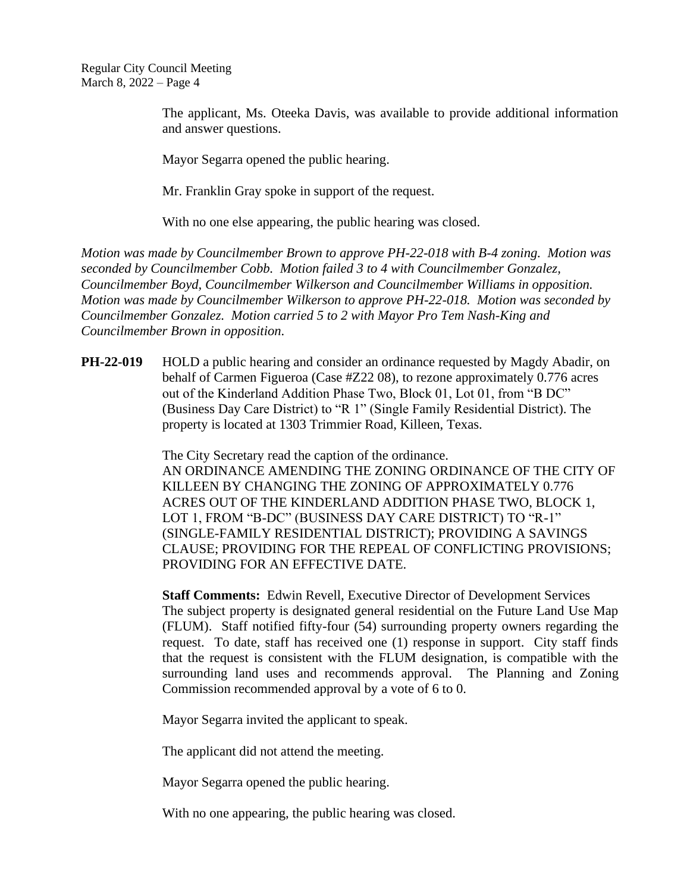The applicant, Ms. Oteeka Davis, was available to provide additional information and answer questions.

Mayor Segarra opened the public hearing.

Mr. Franklin Gray spoke in support of the request.

With no one else appearing, the public hearing was closed.

*Motion was made by Councilmember Brown to approve PH-22-018 with B-4 zoning. Motion was seconded by Councilmember Cobb. Motion failed 3 to 4 with Councilmember Gonzalez, Councilmember Boyd, Councilmember Wilkerson and Councilmember Williams in opposition. Motion was made by Councilmember Wilkerson to approve PH-22-018. Motion was seconded by Councilmember Gonzalez. Motion carried 5 to 2 with Mayor Pro Tem Nash-King and Councilmember Brown in opposition.*

**PH-22-019** HOLD a public hearing and consider an ordinance requested by Magdy Abadir, on behalf of Carmen Figueroa (Case #Z22 08), to rezone approximately 0.776 acres out of the Kinderland Addition Phase Two, Block 01, Lot 01, from "B DC" (Business Day Care District) to "R 1" (Single Family Residential District). The property is located at 1303 Trimmier Road, Killeen, Texas.

The City Secretary read the caption of the ordinance.
AN ORDINANCE AMENDING THE ZONING ORDINANCE OF THE CITY OF KILLEEN BY CHANGING THE ZONING OF APPROXIMATELY 0.776 ACRES OUT OF THE KINDERLAND ADDITION PHASE TWO, BLOCK 1, LOT 1, FROM "B-DC" (BUSINESS DAY CARE DISTRICT) TO "R-1" (SINGLE-FAMILY RESIDENTIAL DISTRICT); PROVIDING A SAVINGS CLAUSE; PROVIDING FOR THE REPEAL OF CONFLICTING PROVISIONS; PROVIDING FOR AN EFFECTIVE DATE.

**Staff Comments:** Edwin Revell, Executive Director of Development Services
The subject property is designated general residential on the Future Land Use Map (FLUM). Staff notified fifty-four (54) surrounding property owners regarding the request. To date, staff has received one (1) response in support. City staff finds that the request is consistent with the FLUM designation, is compatible with the surrounding land uses and recommends approval. The Planning and Zoning Commission recommended approval by a vote of 6 to 0.

Mayor Segarra invited the applicant to speak.

The applicant did not attend the meeting.

Mayor Segarra opened the public hearing.

With no one appearing, the public hearing was closed.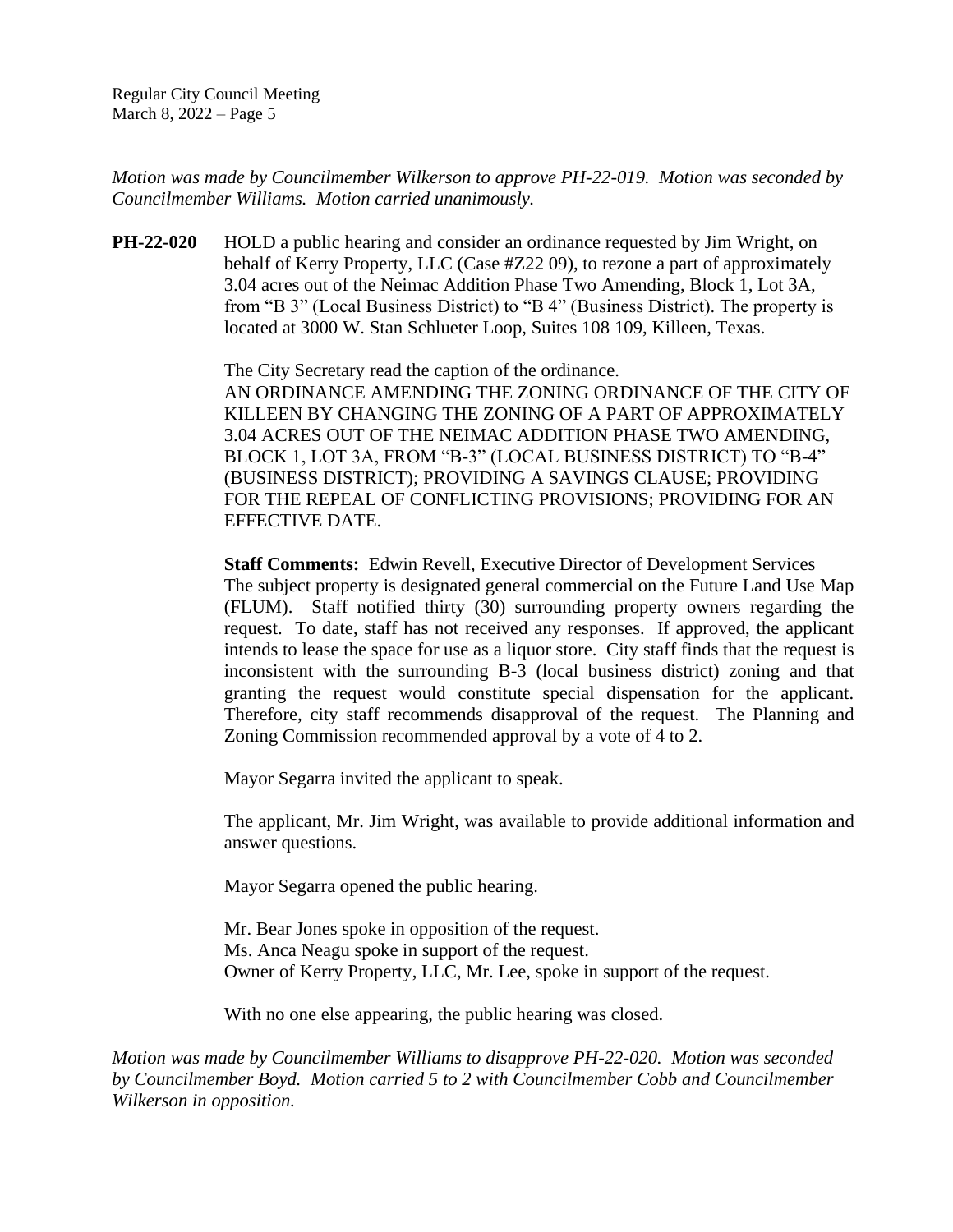*Motion was made by Councilmember Wilkerson to approve PH-22-019. Motion was seconded by Councilmember Williams. Motion carried unanimously.*

**PH-22-020** HOLD a public hearing and consider an ordinance requested by Jim Wright, on behalf of Kerry Property, LLC (Case #Z22 09), to rezone a part of approximately 3.04 acres out of the Neimac Addition Phase Two Amending, Block 1, Lot 3A, from "B 3" (Local Business District) to "B 4" (Business District). The property is located at 3000 W. Stan Schlueter Loop, Suites 108 109, Killeen, Texas.

The City Secretary read the caption of the ordinance.

AN ORDINANCE AMENDING THE ZONING ORDINANCE OF THE CITY OF KILLEEN BY CHANGING THE ZONING OF A PART OF APPROXIMATELY 3.04 ACRES OUT OF THE NEIMAC ADDITION PHASE TWO AMENDING, BLOCK 1, LOT 3A, FROM "B-3" (LOCAL BUSINESS DISTRICT) TO "B-4" (BUSINESS DISTRICT); PROVIDING A SAVINGS CLAUSE; PROVIDING FOR THE REPEAL OF CONFLICTING PROVISIONS; PROVIDING FOR AN EFFECTIVE DATE.

**Staff Comments:** Edwin Revell, Executive Director of Development Services

The subject property is designated general commercial on the Future Land Use Map (FLUM). Staff notified thirty (30) surrounding property owners regarding the request. To date, staff has not received any responses. If approved, the applicant intends to lease the space for use as a liquor store. City staff finds that the request is inconsistent with the surrounding B-3 (local business district) zoning and that granting the request would constitute special dispensation for the applicant. Therefore, city staff recommends disapproval of the request. The Planning and Zoning Commission recommended approval by a vote of 4 to 2.

Mayor Segarra invited the applicant to speak.

The applicant, Mr. Jim Wright, was available to provide additional information and answer questions.

Mayor Segarra opened the public hearing.

Mr. Bear Jones spoke in opposition of the request.
Ms. Anca Neagu spoke in support of the request.
Owner of Kerry Property, LLC, Mr. Lee, spoke in support of the request.

With no one else appearing, the public hearing was closed.

*Motion was made by Councilmember Williams to disapprove PH-22-020. Motion was seconded by Councilmember Boyd. Motion carried 5 to 2 with Councilmember Cobb and Councilmember Wilkerson in opposition.*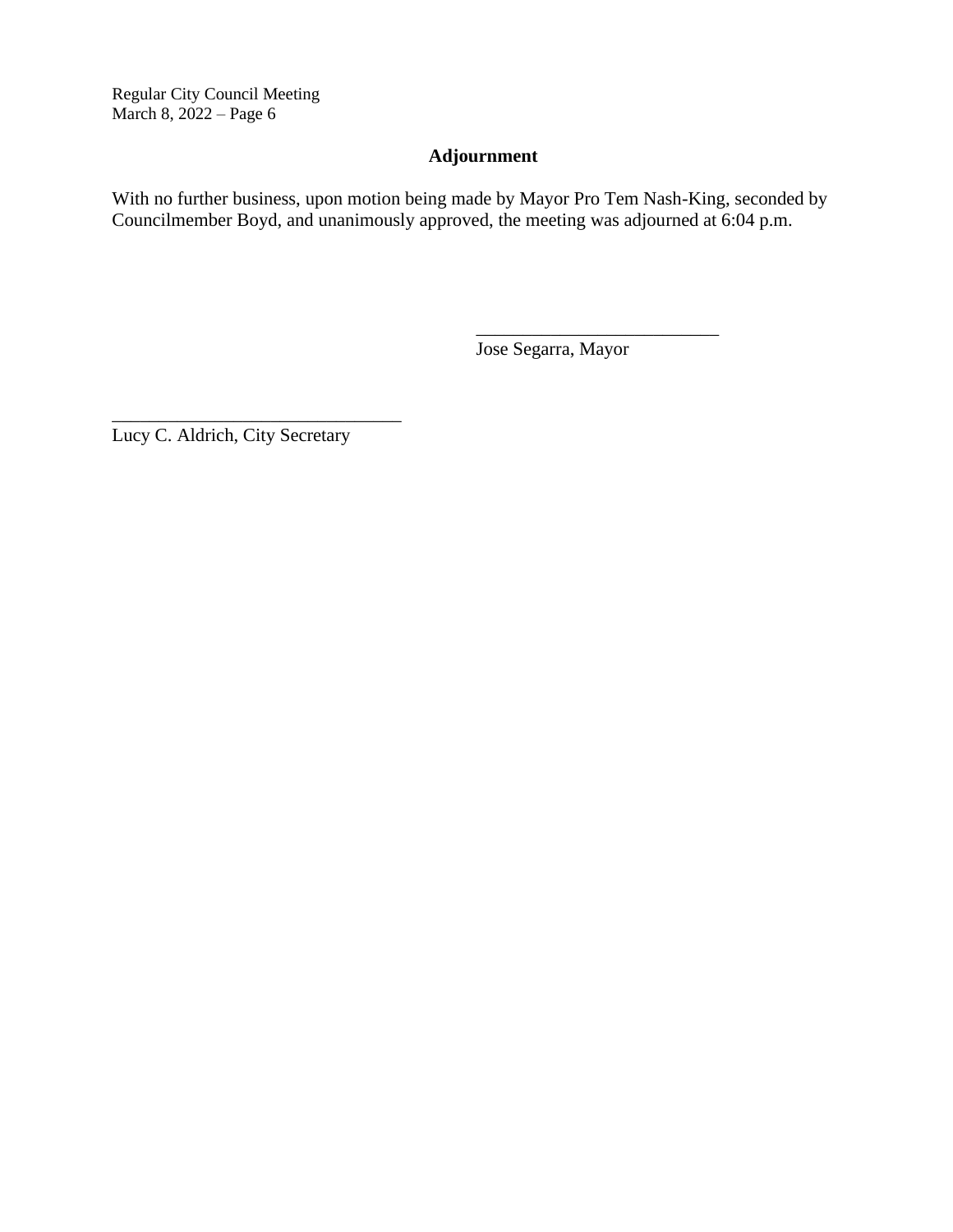## Adjournment

With no further business, upon motion being made by Mayor Pro Tem Nash-King, seconded by Councilmember Boyd, and unanimously approved, the meeting was adjourned at 6:04 p.m.

\_\_\_\_\_\_\_\_\_\_\_\_\_\_\_\_\_\_\_\_\_\_\_\_\_\_\_
Jose Segarra, Mayor

\_\_\_\_\_\_\_\_\_\_\_\_\_\_\_\_\_\_\_\_\_\_\_\_\_\_\_\_\_\_\_\_
Lucy C. Aldrich, City Secretary